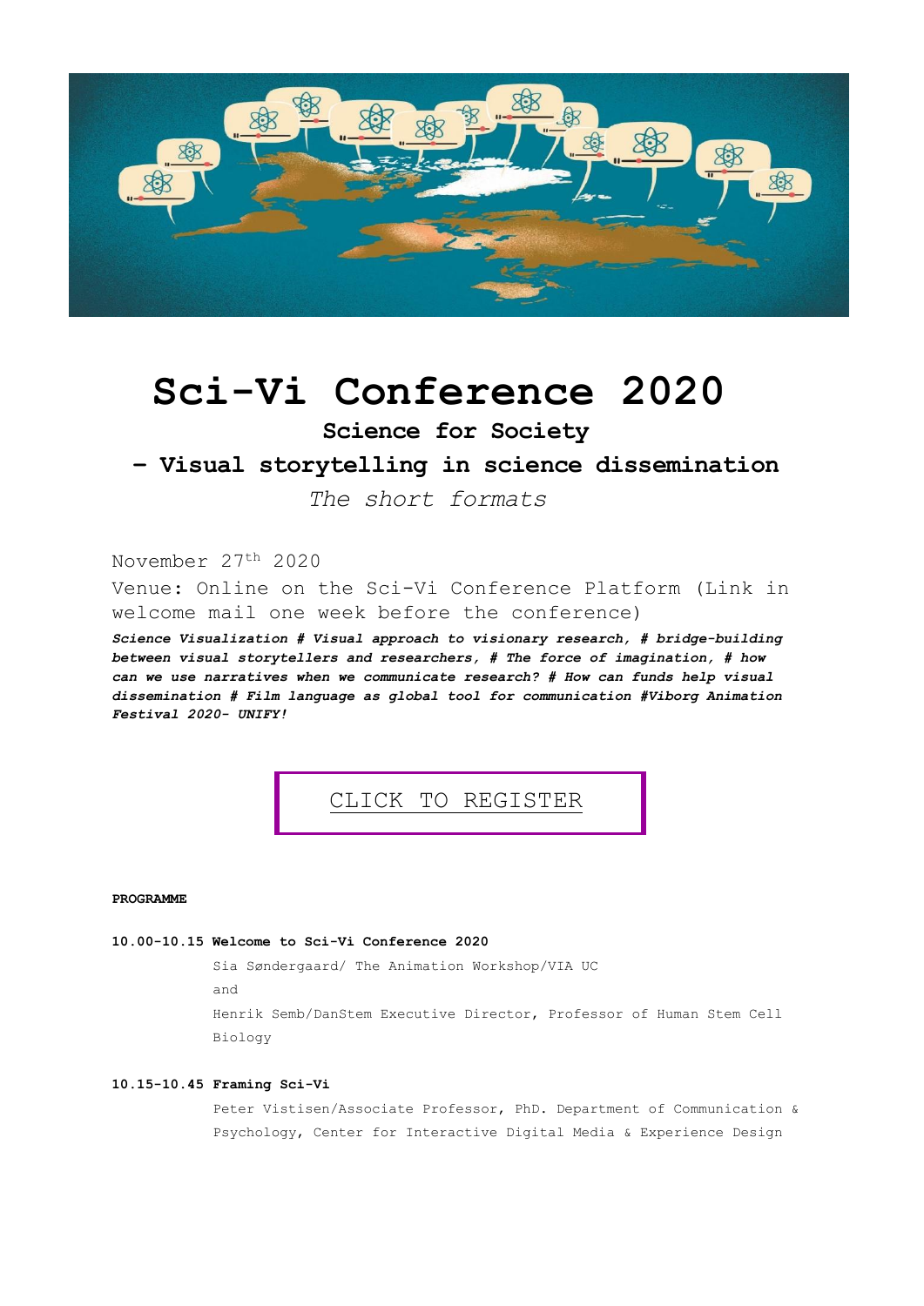# Sci-Vi Conference 2020

### Science for Society

### – Visual storytelling in science dissemination

*The short formats*

November 27th 2020

Venue: Online on the Sci-Vi Conference Platform (Link in welcome mail one week before the conference)

***Science Visualization # Visual approach to visionary research, # bridge-building between visual storytellers and researchers, # The force of imagination, # how can we use narratives when we communicate research? # How can funds help visual dissemination # Film language as global tool for communication #Viborg Animation Festival 2020- UNIFY!***

CLICK TO REGISTER

**PROGRAMME**

**10.00-10.15 Welcome to Sci-Vi Conference 2020**

Sia Søndergaard/ The Animation Workshop/VIA UC

and

Henrik Semb/DanStem Executive Director, Professor of Human Stem Cell Biology

**10.15-10.45 Framing Sci-Vi**

Peter Vistisen/Associate Professor, PhD. Department of Communication & Psychology, Center for Interactive Digital Media & Experience Design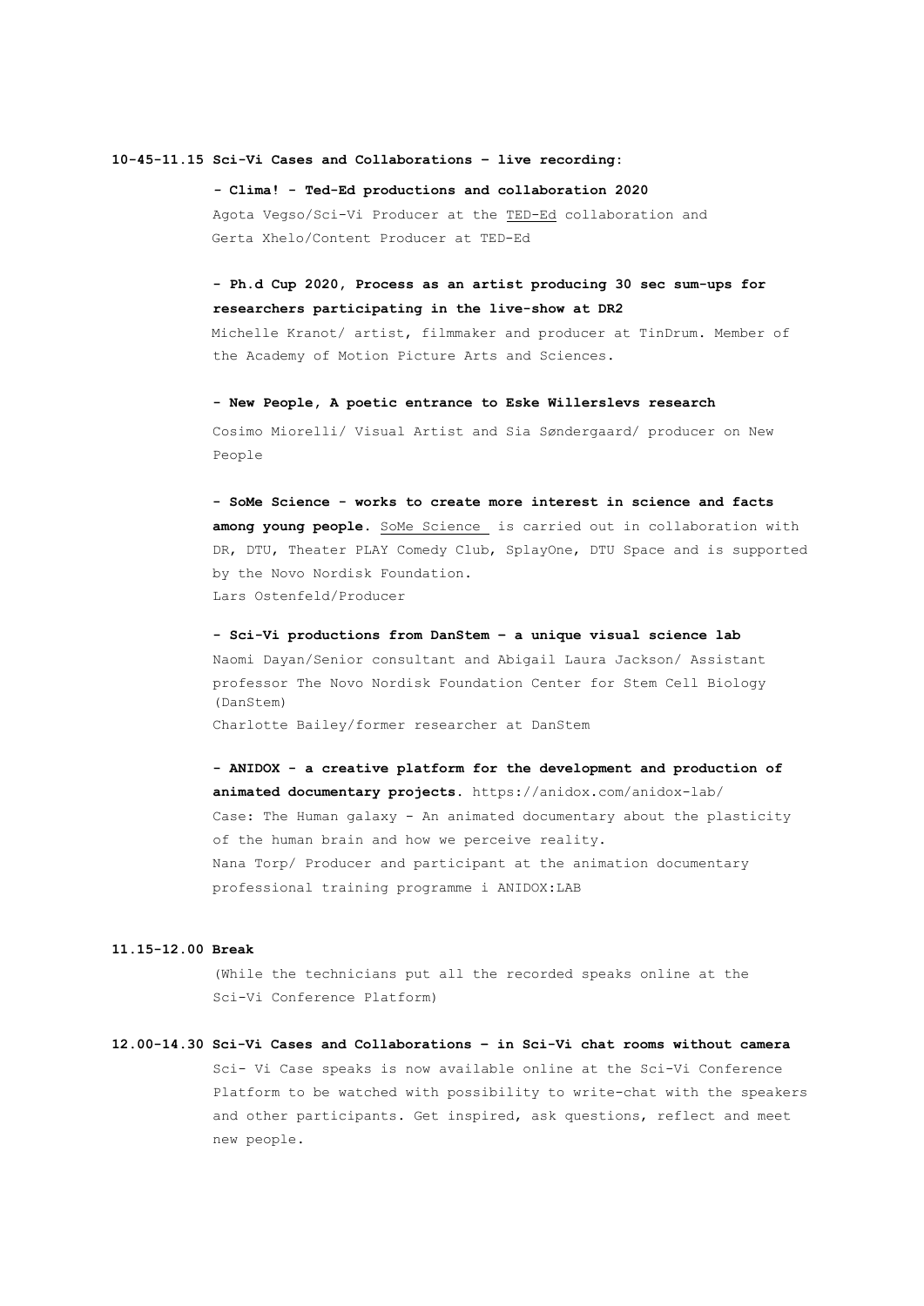**10-45-11.15 Sci-Vi Cases and Collaborations – live recording:**

**- Clima! - Ted-Ed productions and collaboration 2020**
Agota Vegso/Sci-Vi Producer at the TED-Ed collaboration and Gerta Xhelo/Content Producer at TED-Ed

**- Ph.d Cup 2020, Process as an artist producing 30 sec sum-ups for researchers participating in the live-show at DR2**
Michelle Kranot/ artist, filmmaker and producer at TinDrum. Member of the Academy of Motion Picture Arts and Sciences.

**- New People, A poetic entrance to Eske Willerslevs research**
Cosimo Miorelli/ Visual Artist and Sia Søndergaard/ producer on New People

**- SoMe Science - works to create more interest in science and facts among young people.** SoMe Science is carried out in collaboration with DR, DTU, Theater PLAY Comedy Club, SplayOne, DTU Space and is supported by the Novo Nordisk Foundation.
Lars Ostenfeld/Producer

**- Sci-Vi productions from DanStem – a unique visual science lab**
Naomi Dayan/Senior consultant and Abigail Laura Jackson/ Assistant professor The Novo Nordisk Foundation Center for Stem Cell Biology (DanStem)
Charlotte Bailey/former researcher at DanStem

**- ANIDOX - a creative platform for the development and production of animated documentary projects.** https://anidox.com/anidox-lab/
Case: The Human galaxy - An animated documentary about the plasticity of the human brain and how we perceive reality.
Nana Torp/ Producer and participant at the animation documentary professional training programme i ANIDOX:LAB

**11.15-12.00 Break**

(While the technicians put all the recorded speaks online at the Sci-Vi Conference Platform)

**12.00-14.30 Sci-Vi Cases and Collaborations – in Sci-Vi chat rooms without camera**

Sci- Vi Case speaks is now available online at the Sci-Vi Conference Platform to be watched with possibility to write-chat with the speakers and other participants. Get inspired, ask questions, reflect and meet new people.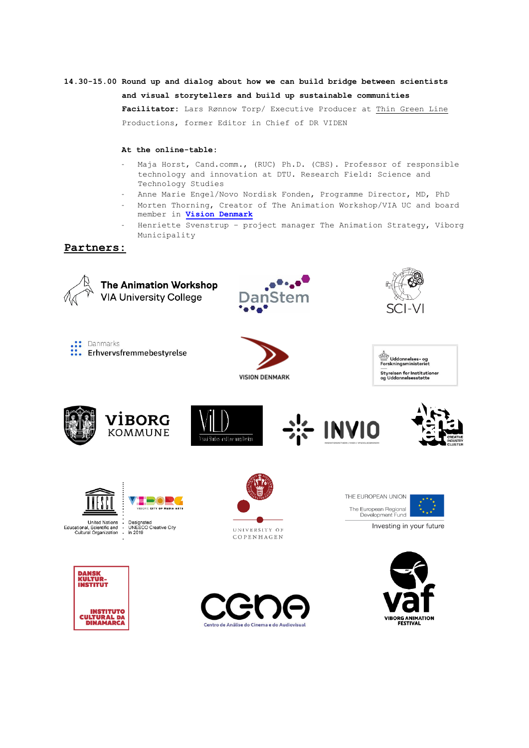**14.30-15.00 Round up and dialog about how we can build bridge between scientists and visual storytellers and build up sustainable communities**

**Facilitator:** Lars Rønnow Torp/ Executive Producer at Thin Green Line Productions, former Editor in Chief of DR VIDEN

**At the online-table:**

- Maja Horst, Cand.comm., (RUC) Ph.D. (CBS). Professor of responsible technology and innovation at DTU. Research Field: Science and Technology Studies
- Anne Marie Engel/Novo Nordisk Fonden, Programme Director, MD, PhD
- Morten Thorning, Creator of The Animation Workshop/VIA UC and board member in **Vision Denmark**
- Henriette Svenstrup – project manager The Animation Strategy, Viborg Municipality

## Partners:

The Animation Workshop
VIA University College

DanStem

SCI-VI

Danmarks Erhvervsfremmebestyrelse

VISION DENMARK

Uddannelses- og Forskningsministeriet
Styrelsen for Institutioner og Uddannelsesstøtte

VIBORG KOMMUNE

ViLD

INVIO

Arsenal Creative Industry Cluster

United Nations Educational, Scientific and Cultural Organization
Viborg City of Media Arts
Designated UNESCO Creative City in 2019

UNIVERSITY OF COPENHAGEN

THE EUROPEAN UNION
The European Regional Development Fund
Investing in your future

DANSK KULTUR-INSTITUT
INSTITUTO CULTURAL DA DINAMARCA

CEAA
Centro de Análise do Cinema e do Audiovisual

vaf
VIBORG ANIMATION FESTIVAL